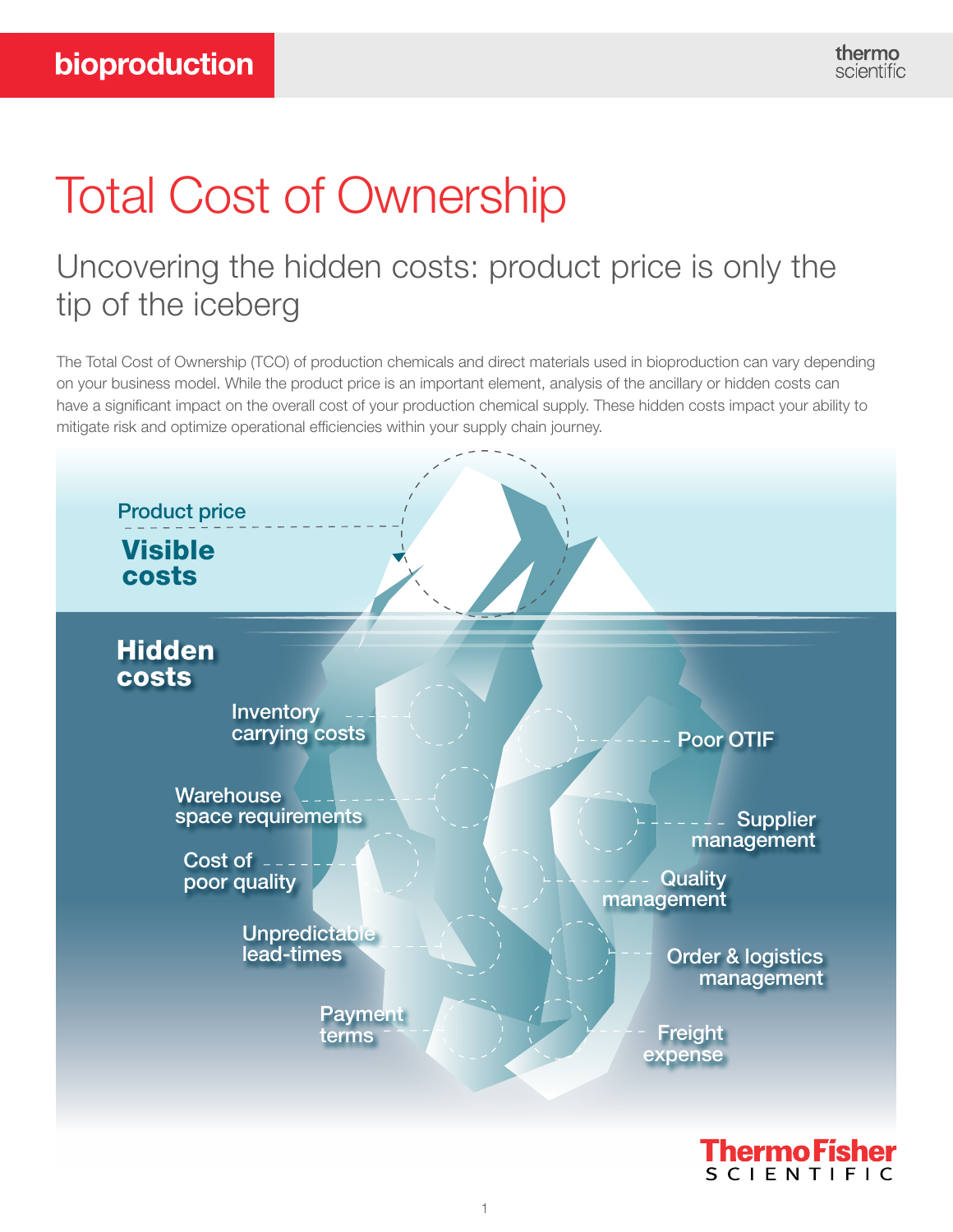bioproduction

# Total Cost of Ownership

## Uncovering the hidden costs: product price is only the tip of the iceberg

The Total Cost of Ownership (TCO) of production chemicals and direct materials used in bioproduction can vary depending on your business model. While the product price is an important element, analysis of the ancillary or hidden costs can have a significant impact on the overall cost of your production chemical supply. These hidden costs impact your ability to mitigate risk and optimize operational efficiencies within your supply chain journey.

**Visible costs**

- Product price

**Hidden costs**

- Inventory carrying costs
- Warehouse space requirements
- Cost of poor quality
- Unpredictable lead-times
- Payment terms
- Poor OTIF
- Supplier management
- Quality management
- Order & logistics management
- Freight expense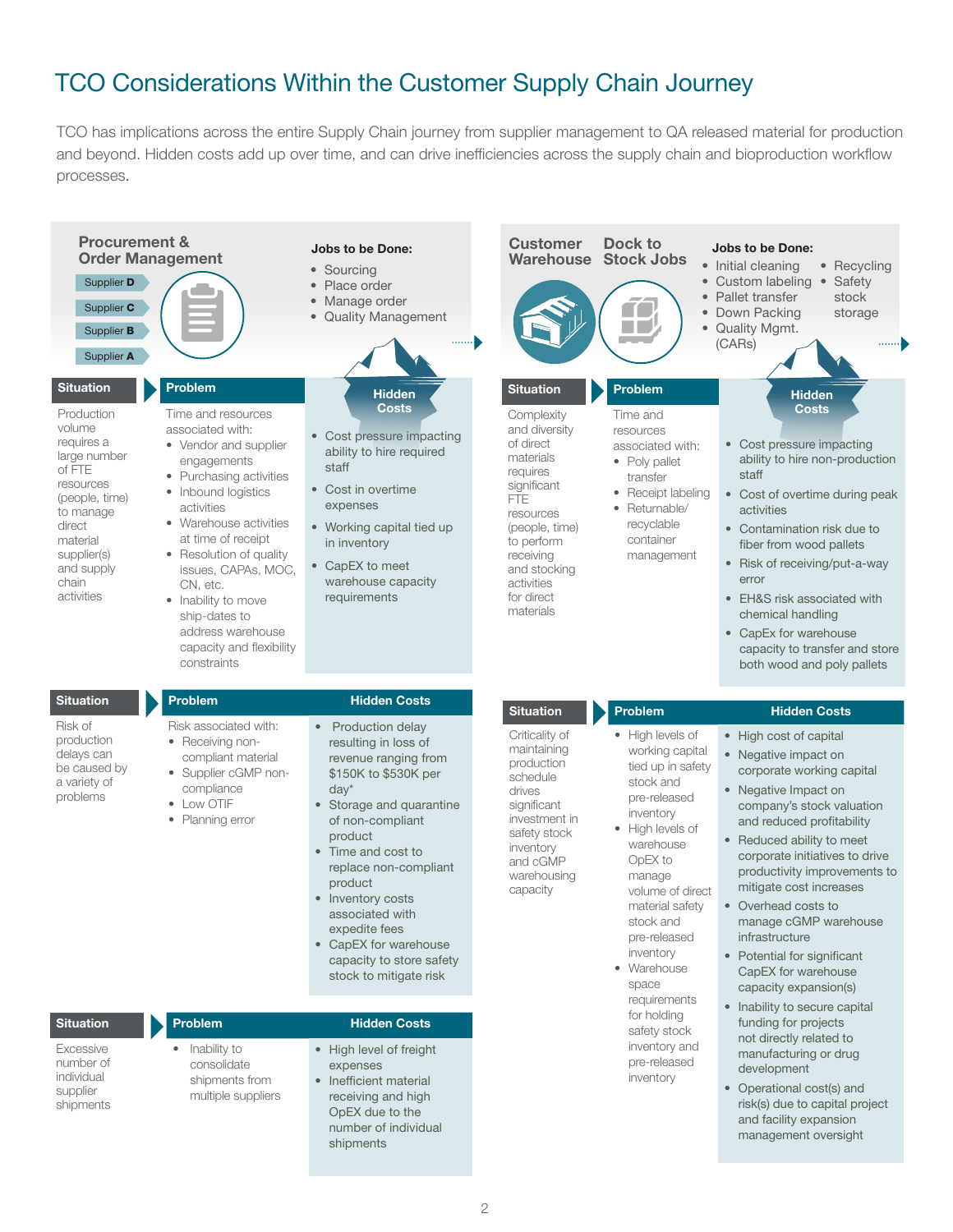# TCO Considerations Within the Customer Supply Chain Journey

TCO has implications across the entire Supply Chain journey from supplier management to QA released material for production and beyond. Hidden costs add up over time, and can drive inefficiencies across the supply chain and bioproduction workflow processes.

## Procurement & Order Management

Supplier D
Supplier C
Supplier B
Supplier A

**Jobs to be Done:**

- Sourcing
- Place order
- Manage order
- Quality Management

| Situation | Problem | Hidden Costs |
| --- | --- | --- |
| Production volume requires a large number of FTE resources (people, time) to manage direct material supplier(s) and supply chain activities | Time and resources associated with:<br>• Vendor and supplier engagements<br>• Purchasing activities<br>• Inbound logistics activities<br>• Warehouse activities at time of receipt<br>• Resolution of quality issues, CAPAs, MOC, CN, etc.<br>• Inability to move ship-dates to address warehouse capacity and flexibility constraints | • Cost pressure impacting ability to hire required staff<br>• Cost in overtime expenses<br>• Working capital tied up in inventory<br>• CapEX to meet warehouse capacity requirements |
| Risk of production delays can be caused by a variety of problems | Risk associated with:<br>• Receiving non-compliant material<br>• Supplier cGMP non-compliance<br>• Low OTIF<br>• Planning error | • Production delay resulting in loss of revenue ranging from $150K to $530K per day*<br>• Storage and quarantine of non-compliant product<br>• Time and cost to replace non-compliant product<br>• Inventory costs associated with expedite fees<br>• CapEX for warehouse capacity to store safety stock to mitigate risk |
| Excessive number of individual supplier shipments | • Inability to consolidate shipments from multiple suppliers | • High level of freight expenses<br>• Inefficient material receiving and high OpEX due to the number of individual shipments |

## Customer Warehouse / Dock to Stock Jobs

**Jobs to be Done:**

- Initial cleaning
- Custom labeling
- Pallet transfer
- Down Packing
- Quality Mgmt. (CARs)
- Recycling
- Safety stock storage

| Situation | Problem | Hidden Costs |
| --- | --- | --- |
| Complexity and diversity of direct materials requires significant FTE resources (people, time) to perform receiving and stocking activities for direct materials | Time and resources associated with:<br>• Poly pallet transfer<br>• Receipt labeling<br>• Returnable/recyclable container management | • Cost pressure impacting ability to hire non-production staff<br>• Cost of overtime during peak activities<br>• Contamination risk due to fiber from wood pallets<br>• Risk of receiving/put-a-way error<br>• EH&S risk associated with chemical handling<br>• CapEx for warehouse capacity to transfer and store both wood and poly pallets |
| Criticality of maintaining production schedule drives significant investment in safety stock inventory and cGMP warehousing capacity | • High levels of working capital tied up in safety stock and pre-released inventory<br>• High levels of warehouse OpEX to manage volume of direct material safety stock and pre-released inventory<br>• Warehouse space requirements for holding safety stock inventory and pre-released inventory | • High cost of capital<br>• Negative impact on corporate working capital<br>• Negative Impact on company's stock valuation and reduced profitability<br>• Reduced ability to meet corporate initiatives to drive productivity improvements to mitigate cost increases<br>• Overhead costs to manage cGMP warehouse infrastructure<br>• Potential for significant CapEX for warehouse capacity expansion(s)<br>• Inability to secure capital funding for projects not directly related to manufacturing or drug development<br>• Operational cost(s) and risk(s) due to capital project and facility expansion management oversight |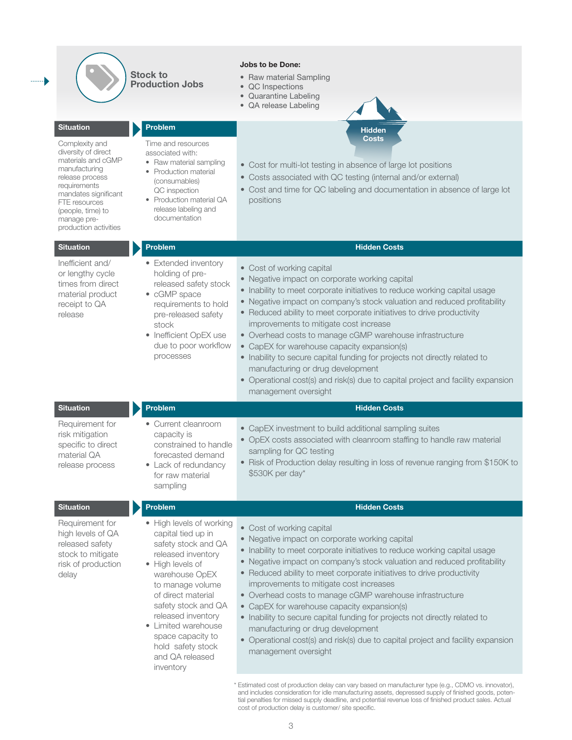## Stock to Production Jobs

**Jobs to be Done:**

- Raw material Sampling
- QC Inspections
- Quarantine Labeling
- QA release Labeling

| Situation | Problem | Hidden Costs |
|---|---|---|
| Complexity and diversity of direct materials and cGMP manufacturing release process requirements mandates significant FTE resources (people, time) to manage pre-production activities | Time and resources associated with:<br>• Raw material sampling<br>• Production material (consumables) QC inspection<br>• Production material QA release labeling and documentation | • Cost for multi-lot testing in absence of large lot positions<br>• Costs associated with QC testing (internal and/or external)<br>• Cost and time for QC labeling and documentation in absence of large lot positions |
| Inefficient and/ or lengthy cycle times from direct material product receipt to QA release | • Extended inventory holding of pre-released safety stock<br>• cGMP space requirements to hold pre-released safety stock<br>• Inefficient OpEX use due to poor workflow processes | • Cost of working capital<br>• Negative impact on corporate working capital<br>• Inability to meet corporate initiatives to reduce working capital usage<br>• Negative impact on company's stock valuation and reduced profitability<br>• Reduced ability to meet corporate initiatives to drive productivity improvements to mitigate cost increase<br>• Overhead costs to manage cGMP warehouse infrastructure<br>• CapEX for warehouse capacity expansion(s)<br>• Inability to secure capital funding for projects not directly related to manufacturing or drug development<br>• Operational cost(s) and risk(s) due to capital project and facility expansion management oversight |
| Requirement for risk mitigation specific to direct material QA release process | • Current cleanroom capacity is constrained to handle forecasted demand<br>• Lack of redundancy for raw material sampling | • CapEX investment to build additional sampling suites<br>• OpEX costs associated with cleanroom staffing to handle raw material sampling for QC testing<br>• Risk of Production delay resulting in loss of revenue ranging from $150K to $530K per day* |
| Requirement for high levels of QA released safety stock to mitigate risk of production delay | • High levels of working capital tied up in safety stock and QA released inventory<br>• High levels of warehouse OpEX to manage volume of direct material safety stock and QA released inventory<br>• Limited warehouse space capacity to hold safety stock and QA released inventory | • Cost of working capital<br>• Negative impact on corporate working capital<br>• Inability to meet corporate initiatives to reduce working capital usage<br>• Negative impact on company's stock valuation and reduced profitability<br>• Reduced ability to meet corporate initiatives to drive productivity improvements to mitigate cost increases<br>• Overhead costs to manage cGMP warehouse infrastructure<br>• CapEX for warehouse capacity expansion(s)<br>• Inability to secure capital funding for projects not directly related to manufacturing or drug development<br>• Operational cost(s) and risk(s) due to capital project and facility expansion management oversight |

\* Estimated cost of production delay can vary based on manufacturer type (e.g., CDMO vs. innovator), and includes consideration for idle manufacturing assets, depressed supply of finished goods, potential penalties for missed supply deadline, and potential revenue loss of finished product sales. Actual cost of production delay is customer/ site specific.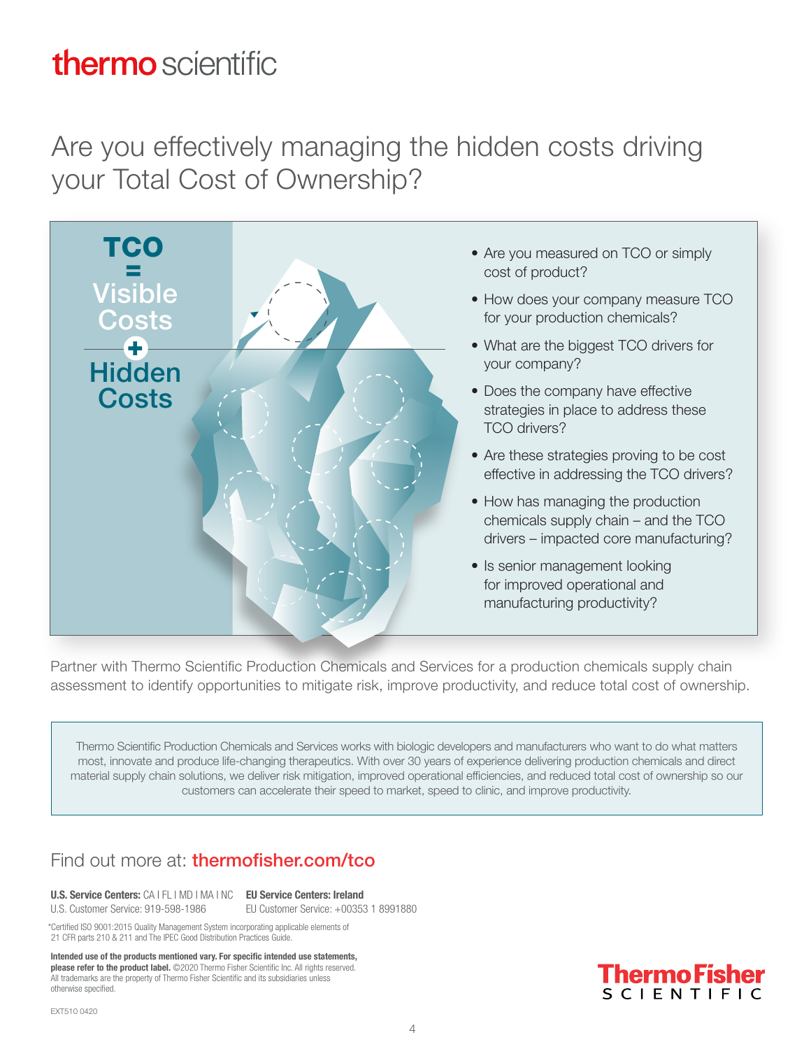thermo scientific

# Are you effectively managing the hidden costs driving your Total Cost of Ownership?

**TCO = Visible Costs + Hidden Costs**

- Are you measured on TCO or simply cost of product?
- How does your company measure TCO for your production chemicals?
- What are the biggest TCO drivers for your company?
- Does the company have effective strategies in place to address these TCO drivers?
- Are these strategies proving to be cost effective in addressing the TCO drivers?
- How has managing the production chemicals supply chain – and the TCO drivers – impacted core manufacturing?
- Is senior management looking for improved operational and manufacturing productivity?

Partner with Thermo Scientific Production Chemicals and Services for a production chemicals supply chain assessment to identify opportunities to mitigate risk, improve productivity, and reduce total cost of ownership.

Thermo Scientific Production Chemicals and Services works with biologic developers and manufacturers who want to do what matters most, innovate and produce life-changing therapeutics. With over 30 years of experience delivering production chemicals and direct material supply chain solutions, we deliver risk mitigation, improved operational efficiencies, and reduced total cost of ownership so our customers can accelerate their speed to market, speed to clinic, and improve productivity.

## Find out more at: thermofisher.com/tco

**U.S. Service Centers:** CA I FL I MD I MA I NC
U.S. Customer Service: 919-598-1986

**EU Service Centers: Ireland**
EU Customer Service: +00353 1 8991880

*Certified ISO 9001:2015 Quality Management System incorporating applicable elements of 21 CFR parts 210 & 211 and The IPEC Good Distribution Practices Guide.

**Intended use of the products mentioned vary. For specific intended use statements, please refer to the product label.** ©2020 Thermo Fisher Scientific Inc. All rights reserved. All trademarks are the property of Thermo Fisher Scientific and its subsidiaries unless otherwise specified.

EXT510 0420

ThermoFisher SCIENTIFIC